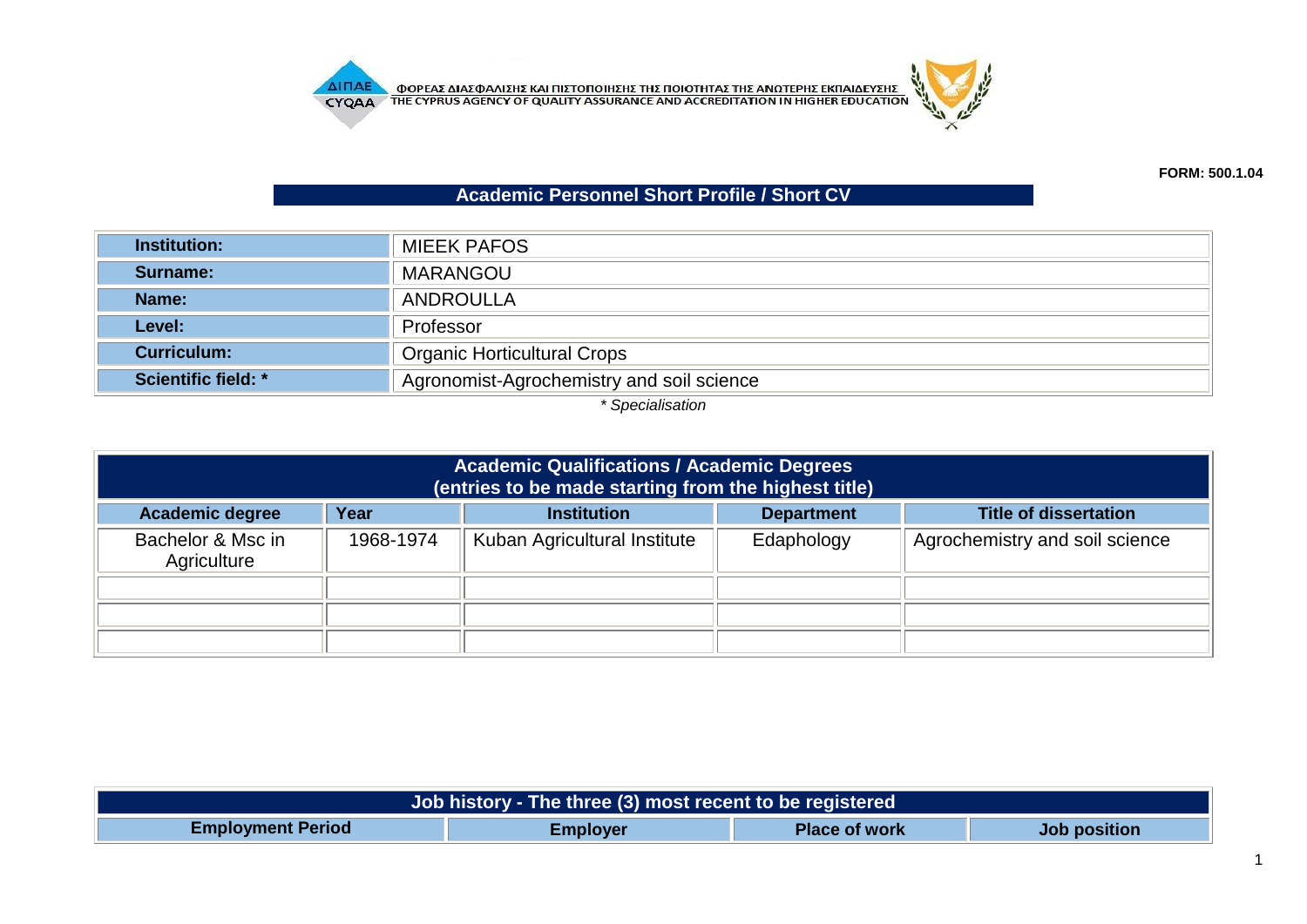ΦΟΡΕΑΣ ΔΙΑΣΦΑΛΙΣΗΣ ΚΑΙ ΠΙΣΤΟΠΟΙΗΣΗΣ ΤΗΣ ΠΟΙΟΤΗΤΑΣ ΤΗΣ ΑΝΩΤΕΡΗΣ ΕΚΠΑΙΔΕΥΣΗΣ
THE CYPRUS AGENCY OF QUALITY ASSURANCE AND ACCREDITATION IN HIGHER EDUCATION

**FORM: 500.1.04**

## Academic Personnel Short Profile / Short CV

| | |
|---|---|
| **Institution:** | MIEEK PAFOS |
| **Surname:** | MARANGOU |
| **Name:** | ANDROULLA |
| **Level:** | Professor |
| **Curriculum:** | Organic Horticultural Crops |
| **Scientific field: *** | Agronomist-Agrochemistry and soil science |

*\* Specialisation*

**Academic Qualifications / Academic Degrees (entries to be made starting from the highest title)**

| Academic degree | Year | Institution | Department | Title of dissertation |
|---|---|---|---|---|
| Bachelor & Msc in Agriculture | 1968-1974 | Kuban Agricultural Institute | Edaphology | Agrochemistry and soil science |
| | | | | |
| | | | | |
| | | | | |

**Job history - The three (3) most recent to be registered**

| Employment Period | Employer | Place of work | Job position |
|---|---|---|---|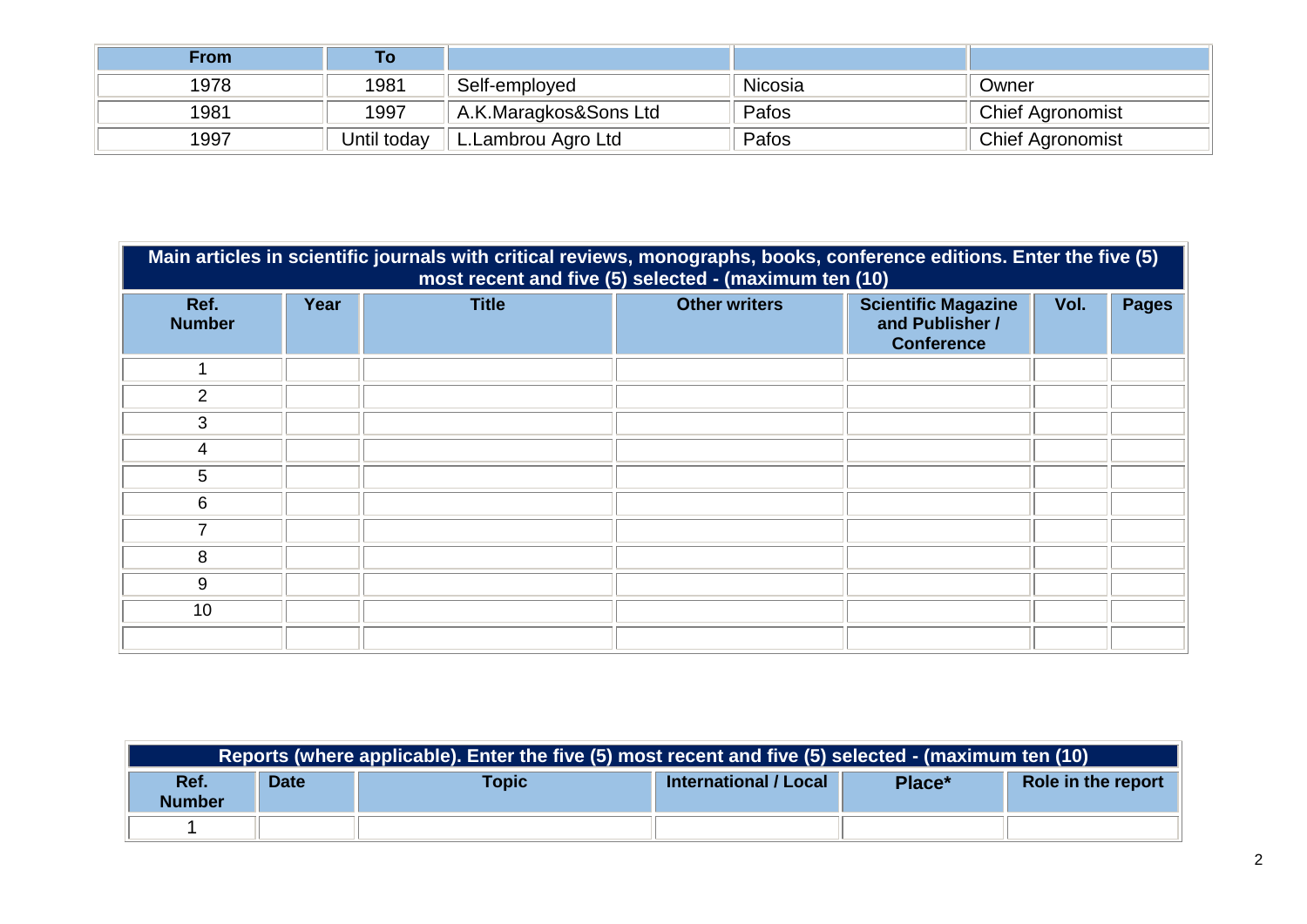| From | To | | | |
|---|---|---|---|---|
| 1978 | 1981 | Self-employed | Nicosia | Owner |
| 1981 | 1997 | A.K.Maragkos&Sons Ltd | Pafos | Chief Agronomist |
| 1997 | Until today | L.Lambrou Agro Ltd | Pafos | Chief Agronomist |

| Main articles in scientific journals with critical reviews, monographs, books, conference editions. Enter the five (5) most recent and five (5) selected - (maximum ten (10) | | | | | | |
|---|---|---|---|---|---|---|
| **Ref. Number** | **Year** | **Title** | **Other writers** | **Scientific Magazine and Publisher / Conference** | **Vol.** | **Pages** |
| 1 | | | | | | |
| 2 | | | | | | |
| 3 | | | | | | |
| 4 | | | | | | |
| 5 | | | | | | |
| 6 | | | | | | |
| 7 | | | | | | |
| 8 | | | | | | |
| 9 | | | | | | |
| 10 | | | | | | |
| | | | | | | |

| Reports (where applicable). Enter the five (5) most recent and five (5) selected - (maximum ten (10) | | | | | |
|---|---|---|---|---|---|
| **Ref. Number** | **Date** | **Topic** | **International / Local** | **Place*** | **Role in the report** |
| 1 | | | | | |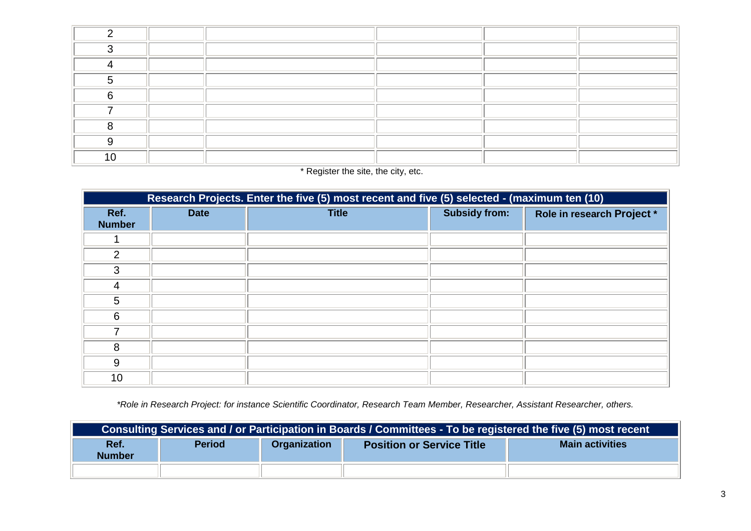| | | | | | |
|---|---|---|---|---|---|
| 2 | | | | | |
| 3 | | | | | |
| 4 | | | | | |
| 5 | | | | | |
| 6 | | | | | |
| 7 | | | | | |
| 8 | | | | | |
| 9 | | | | | |
| 10 | | | | | |

* Register the site, the city, etc.

| Research Projects. Enter the five (5) most recent and five (5) selected - (maximum ten (10) | | | | |
|---|---|---|---|---|
| **Ref. Number** | **Date** | **Title** | **Subsidy from:** | **Role in research Project *** |
| 1 | | | | |
| 2 | | | | |
| 3 | | | | |
| 4 | | | | |
| 5 | | | | |
| 6 | | | | |
| 7 | | | | |
| 8 | | | | |
| 9 | | | | |
| 10 | | | | |

**Role in Research Project: for instance Scientific Coordinator, Research Team Member, Researcher, Assistant Researcher, others.*

| Consulting Services and / or Participation in Boards / Committees - To be registered the five (5) most recent | | | | |
|---|---|---|---|---|
| **Ref. Number** | **Period** | **Organization** | **Position or Service Title** | **Main activities** |
| | | | | |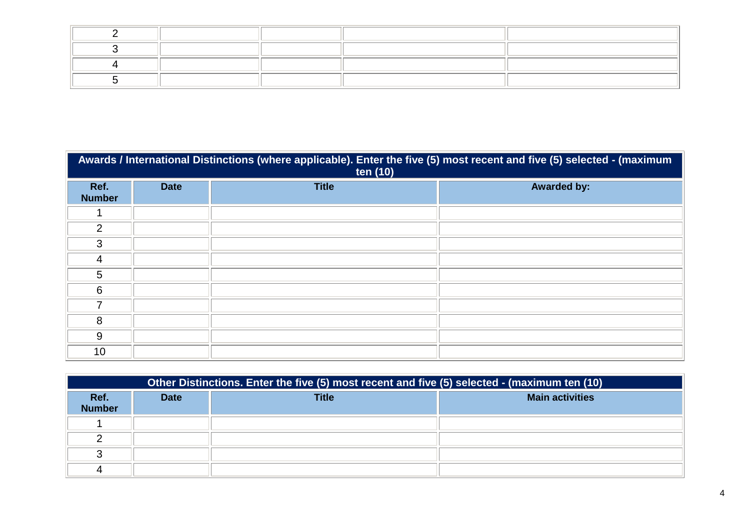| | | | | |
|---|---|---|---|---|
| 2 | | | | |
| 3 | | | | |
| 4 | | | | |
| 5 | | | | |

| Awards / International Distinctions (where applicable). Enter the five (5) most recent and five (5) selected - (maximum ten (10) | | | |
|---|---|---|---|
| **Ref. Number** | **Date** | **Title** | **Awarded by:** |
| 1 | | | |
| 2 | | | |
| 3 | | | |
| 4 | | | |
| 5 | | | |
| 6 | | | |
| 7 | | | |
| 8 | | | |
| 9 | | | |
| 10 | | | |

| Other Distinctions. Enter the five (5) most recent and five (5) selected - (maximum ten (10) | | | |
|---|---|---|---|
| **Ref. Number** | **Date** | **Title** | **Main activities** |
| 1 | | | |
| 2 | | | |
| 3 | | | |
| 4 | | | |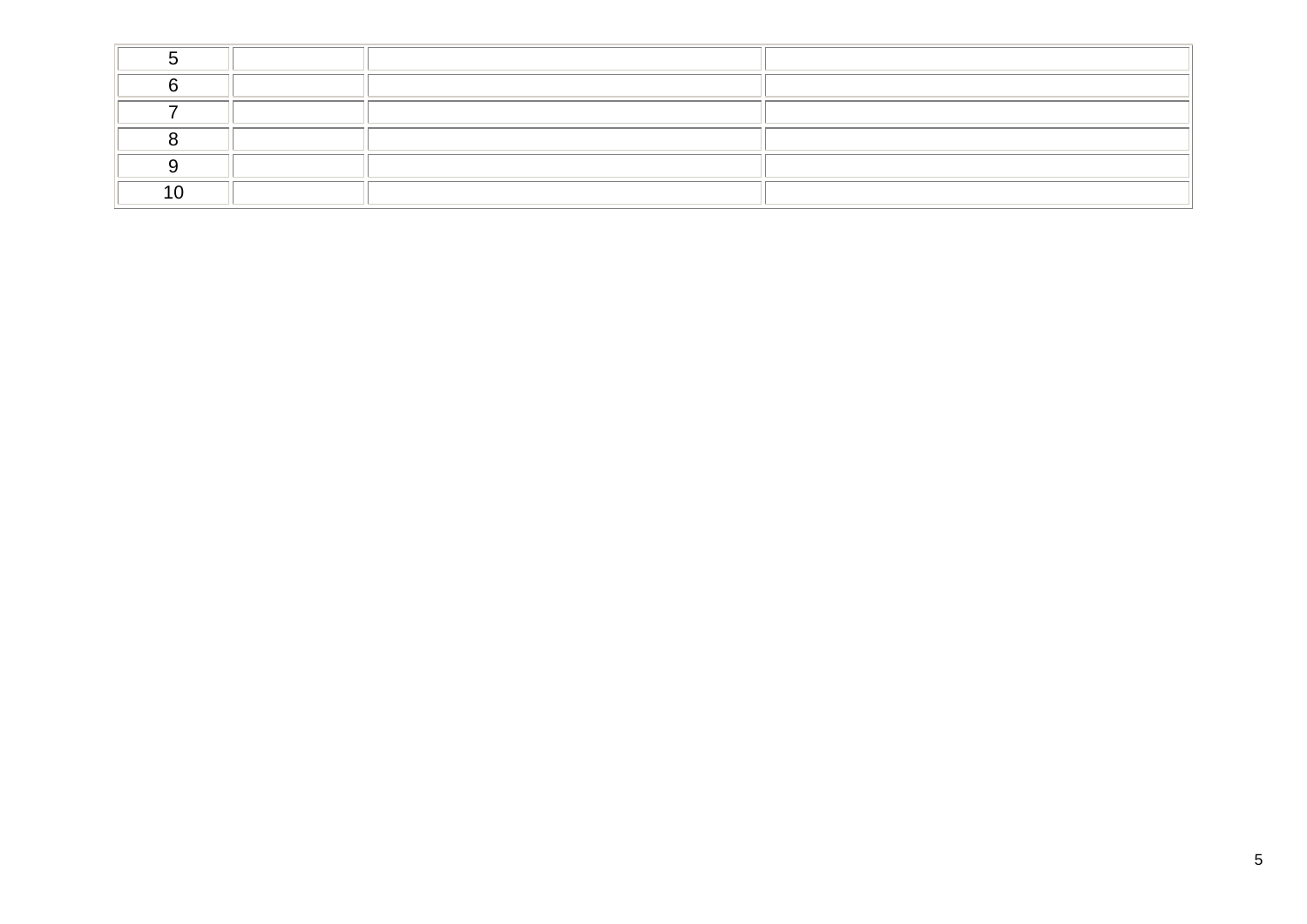| | | | |
|---|---|---|---|
| 5 | | | |
| 6 | | | |
| 7 | | | |
| 8 | | | |
| 9 | | | |
| 10 | | | |